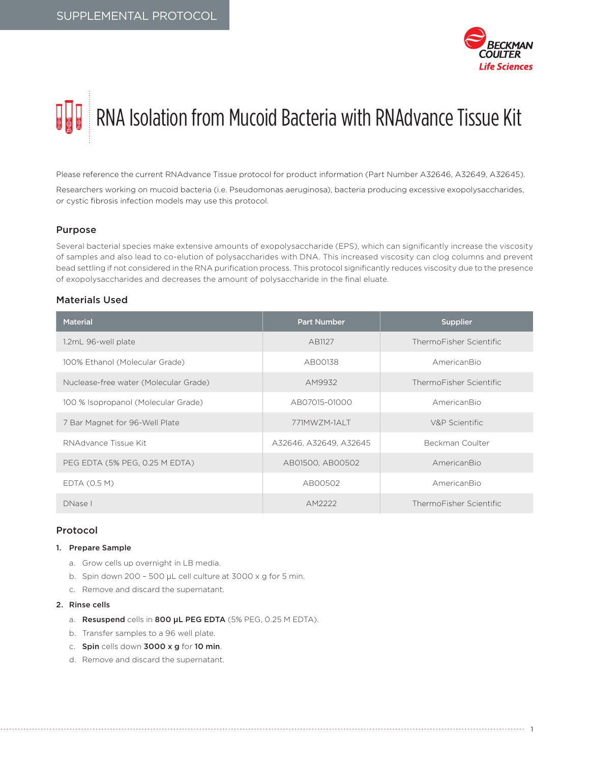SUPPLEMENTAL PROTOCOL

# RNA Isolation from Mucoid Bacteria with RNAdvance Tissue Kit

Please reference the current RNAdvance Tissue protocol for product information (Part Number A32646, A32649, A32645).

Researchers working on mucoid bacteria (i.e. Pseudomonas aeruginosa), bacteria producing excessive exopolysaccharides, or cystic fibrosis infection models may use this protocol.

## Purpose

Several bacterial species make extensive amounts of exopolysaccharide (EPS), which can significantly increase the viscosity of samples and also lead to co-elution of polysaccharides with DNA. This increased viscosity can clog columns and prevent bead settling if not considered in the RNA purification process. This protocol significantly reduces viscosity due to the presence of exopolysaccharides and decreases the amount of polysaccharide in the final eluate.

## Materials Used

| Material | Part Number | Supplier |
|---|---|---|
| 1.2mL 96-well plate | AB1127 | ThermoFisher Scientific |
| 100% Ethanol (Molecular Grade) | AB00138 | AmericanBio |
| Nuclease-free water (Molecular Grade) | AM9932 | ThermoFisher Scientific |
| 100 % Isopropanol (Molecular Grade) | AB07015-01000 | AmericanBio |
| 7 Bar Magnet for 96-Well Plate | 771MWZM-1ALT | V&P Scientific |
| RNAdvance Tissue Kit | A32646, A32649, A32645 | Beckman Coulter |
| PEG EDTA (5% PEG, 0.25 M EDTA) | AB01500, AB00502 | AmericanBio |
| EDTA (0.5 M) | AB00502 | AmericanBio |
| DNase I | AM2222 | ThermoFisher Scientific |

## Protocol

1. **Prepare Sample**
   a. Grow cells up overnight in LB media.
   b. Spin down 200 – 500 µL cell culture at 3000 x g for 5 min.
   c. Remove and discard the supernatant.
2. **Rinse cells**
   a. **Resuspend** cells in **800 µL PEG EDTA** (5% PEG, 0.25 M EDTA).
   b. Transfer samples to a 96 well plate.
   c. **Spin** cells down **3000 x g** for **10 min**.
   d. Remove and discard the supernatant.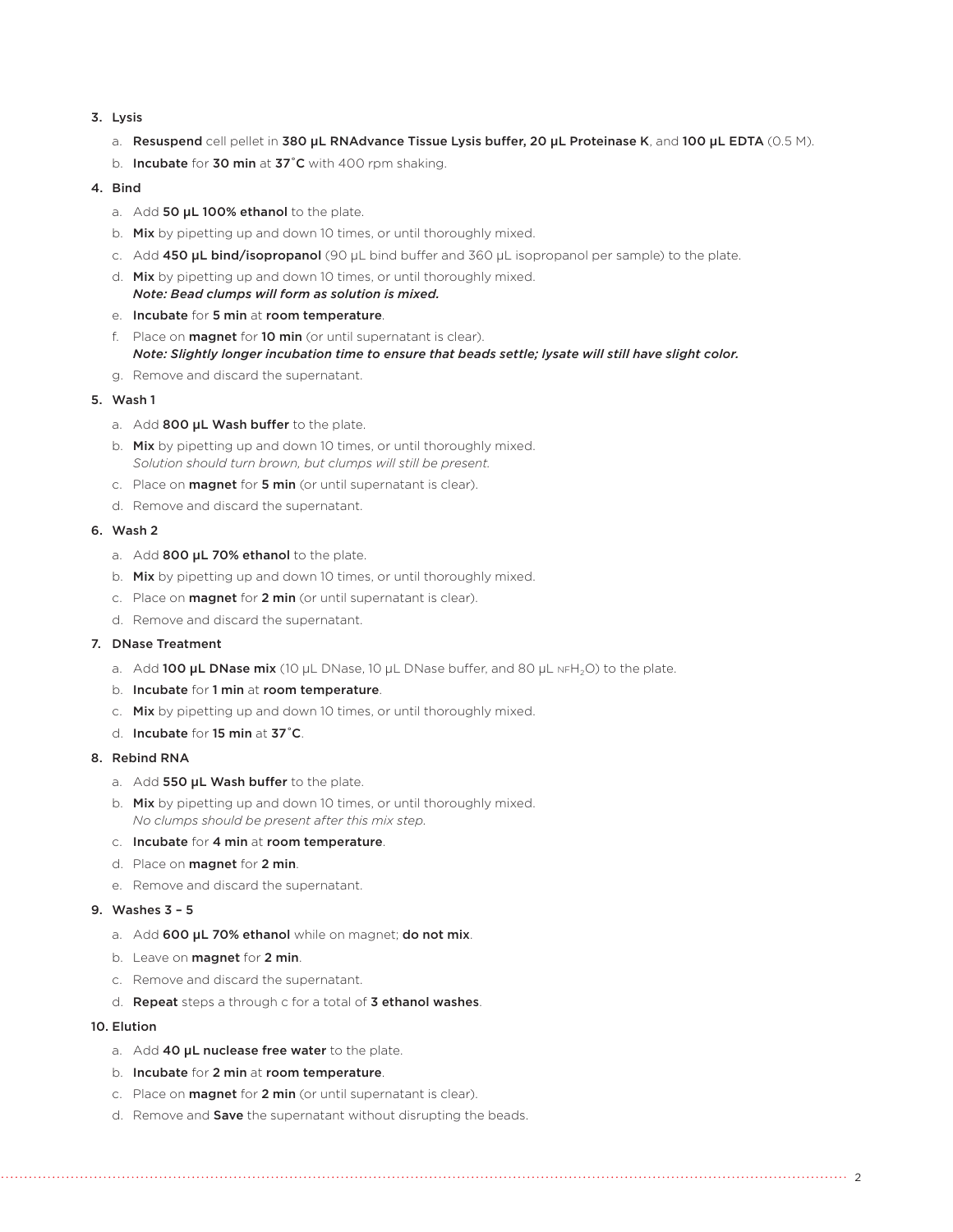3. Lysis
    a. **Resuspend** cell pellet in **380 µL RNAdvance Tissue Lysis buffer, 20 µL Proteinase K**, and **100 µL EDTA** (0.5 M).
    b. **Incubate** for **30 min** at **37˚C** with 400 rpm shaking.
4. Bind
    a. Add **50 µL 100% ethanol** to the plate.
    b. **Mix** by pipetting up and down 10 times, or until thoroughly mixed.
    c. Add **450 µL bind/isopropanol** (90 µL bind buffer and 360 µL isopropanol per sample) to the plate.
    d. **Mix** by pipetting up and down 10 times, or until thoroughly mixed.
    ***Note: Bead clumps will form as solution is mixed.***
    e. **Incubate** for **5 min** at **room temperature**.
    f. Place on **magnet** for **10 min** (or until supernatant is clear).
    ***Note: Slightly longer incubation time to ensure that beads settle; lysate will still have slight color.***
    g. Remove and discard the supernatant.
5. Wash 1
    a. Add **800 µL Wash buffer** to the plate.
    b. **Mix** by pipetting up and down 10 times, or until thoroughly mixed.
    *Solution should turn brown, but clumps will still be present.*
    c. Place on **magnet** for **5 min** (or until supernatant is clear).
    d. Remove and discard the supernatant.
6. Wash 2
    a. Add **800 µL 70% ethanol** to the plate.
    b. **Mix** by pipetting up and down 10 times, or until thoroughly mixed.
    c. Place on **magnet** for **2 min** (or until supernatant is clear).
    d. Remove and discard the supernatant.
7. DNase Treatment
    a. Add **100 µL DNase mix** (10 µL DNase, 10 µL DNase buffer, and 80 µL NF$H_2O$) to the plate.
    b. **Incubate** for **1 min** at **room temperature**.
    c. **Mix** by pipetting up and down 10 times, or until thoroughly mixed.
    d. **Incubate** for **15 min** at **37˚C**.
8. Rebind RNA
    a. Add **550 µL Wash buffer** to the plate.
    b. **Mix** by pipetting up and down 10 times, or until thoroughly mixed.
    *No clumps should be present after this mix step.*
    c. **Incubate** for **4 min** at **room temperature**.
    d. Place on **magnet** for **2 min**.
    e. Remove and discard the supernatant.
9. Washes 3 – 5
    a. Add **600 µL 70% ethanol** while on magnet; **do not mix**.
    b. Leave on **magnet** for **2 min**.
    c. Remove and discard the supernatant.
    d. **Repeat** steps a through c for a total of **3 ethanol washes**.
10. Elution
    a. Add **40 µL nuclease free water** to the plate.
    b. **Incubate** for **2 min** at **room temperature**.
    c. Place on **magnet** for **2 min** (or until supernatant is clear).
    d. Remove and **Save** the supernatant without disrupting the beads.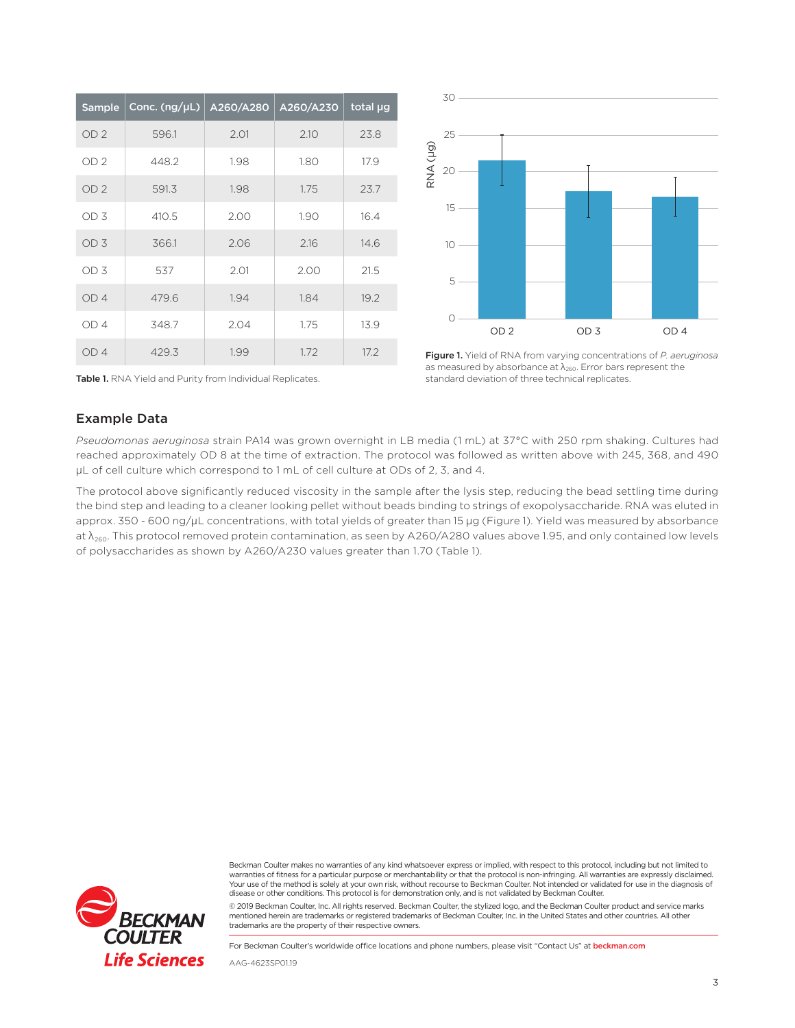| Sample | Conc. (ng/µL) | A260/A280 | A260/A230 | total µg |
|---|---|---|---|---|
| OD 2 | 596.1 | 2.01 | 2.10 | 23.8 |
| OD 2 | 448.2 | 1.98 | 1.80 | 17.9 |
| OD 2 | 591.3 | 1.98 | 1.75 | 23.7 |
| OD 3 | 410.5 | 2.00 | 1.90 | 16.4 |
| OD 3 | 366.1 | 2.06 | 2.16 | 14.6 |
| OD 3 | 537 | 2.01 | 2.00 | 21.5 |
| OD 4 | 479.6 | 1.94 | 1.84 | 19.2 |
| OD 4 | 348.7 | 2.04 | 1.75 | 13.9 |
| OD 4 | 429.3 | 1.99 | 1.72 | 17.2 |

**Table 1.** RNA Yield and Purity from Individual Replicates.

RNA (µg)

30

25

20

15

10

5

0

OD 2

OD 3

OD 4

**Figure 1.** Yield of RNA from varying concentrations of *P. aeruginosa* as measured by absorbance at $\lambda_{260}$. Error bars represent the standard deviation of three technical replicates.

## Example Data

*Pseudomonas aeruginosa* strain PA14 was grown overnight in LB media (1 mL) at 37°C with 250 rpm shaking. Cultures had reached approximately OD 8 at the time of extraction. The protocol was followed as written above with 245, 368, and 490 µL of cell culture which correspond to 1 mL of cell culture at ODs of 2, 3, and 4.

The protocol above significantly reduced viscosity in the sample after the lysis step, reducing the bead settling time during the bind step and leading to a cleaner looking pellet without beads binding to strings of exopolysaccharide. RNA was eluted in approx. 350 - 600 ng/µL concentrations, with total yields of greater than 15 µg (Figure 1). Yield was measured by absorbance at $\lambda_{260}$. This protocol removed protein contamination, as seen by A260/A280 values above 1.95, and only contained low levels of polysaccharides as shown by A260/A230 values greater than 1.70 (Table 1).

Beckman Coulter makes no warranties of any kind whatsoever express or implied, with respect to this protocol, including but not limited to warranties of fitness for a particular purpose or merchantability or that the protocol is non-infringing. All warranties are expressly disclaimed. Your use of the method is solely at your own risk, without recourse to Beckman Coulter. Not intended or validated for use in the diagnosis of disease or other conditions. This protocol is for demonstration only, and is not validated by Beckman Coulter.

© 2019 Beckman Coulter, Inc. All rights reserved. Beckman Coulter, the stylized logo, and the Beckman Coulter product and service marks mentioned herein are trademarks or registered trademarks of Beckman Coulter, Inc. in the United States and other countries. All other trademarks are the property of their respective owners.

For Beckman Coulter's worldwide office locations and phone numbers, please visit "Contact Us" at **beckman.com**

AAG-4623SP01.19

BECKMAN COULTER Life Sciences